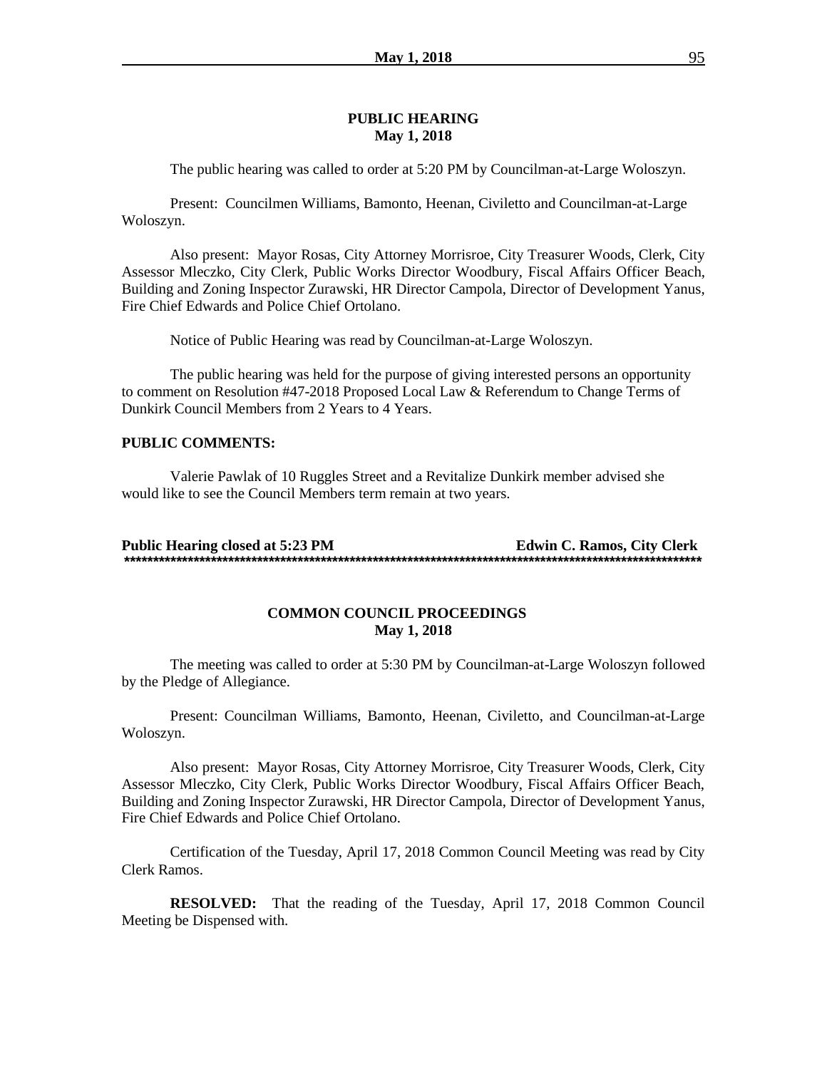## PUBLIC HEARING
## May 1, 2018

The public hearing was called to order at 5:20 PM by Councilman-at-Large Woloszyn.

Present: Councilmen Williams, Bamonto, Heenan, Civiletto and Councilman-at-Large Woloszyn.

Also present: Mayor Rosas, City Attorney Morrisroe, City Treasurer Woods, Clerk, City Assessor Mleczko, City Clerk, Public Works Director Woodbury, Fiscal Affairs Officer Beach, Building and Zoning Inspector Zurawski, HR Director Campola, Director of Development Yanus, Fire Chief Edwards and Police Chief Ortolano.

Notice of Public Hearing was read by Councilman-at-Large Woloszyn.

The public hearing was held for the purpose of giving interested persons an opportunity to comment on Resolution #47-2018 Proposed Local Law & Referendum to Change Terms of Dunkirk Council Members from 2 Years to 4 Years.

**PUBLIC COMMENTS:**

Valerie Pawlak of 10 Ruggles Street and a Revitalize Dunkirk member advised she would like to see the Council Members term remain at two years.

**Public Hearing closed at 5:23 PM** **Edwin C. Ramos, City Clerk**

**\*\*\*\*\*\*\*\*\*\*\*\*\*\*\*\*\*\*\*\*\*\*\*\*\*\*\*\*\*\*\*\*\*\*\*\*\*\*\*\*\*\*\*\*\*\*\*\*\*\*\*\*\*\*\*\*\*\*\*\*\*\*\*\*\*\*\*\*\*\*\*\*\*\*\*\*\*\*\*\*\*\*\*\*\*\*\*\*\*\*\*\*\*\*\*\*\*\*\*\***

## COMMON COUNCIL PROCEEDINGS
## May 1, 2018

The meeting was called to order at 5:30 PM by Councilman-at-Large Woloszyn followed by the Pledge of Allegiance.

Present: Councilman Williams, Bamonto, Heenan, Civiletto, and Councilman-at-Large Woloszyn.

Also present: Mayor Rosas, City Attorney Morrisroe, City Treasurer Woods, Clerk, City Assessor Mleczko, City Clerk, Public Works Director Woodbury, Fiscal Affairs Officer Beach, Building and Zoning Inspector Zurawski, HR Director Campola, Director of Development Yanus, Fire Chief Edwards and Police Chief Ortolano.

Certification of the Tuesday, April 17, 2018 Common Council Meeting was read by City Clerk Ramos.

**RESOLVED:** That the reading of the Tuesday, April 17, 2018 Common Council Meeting be Dispensed with.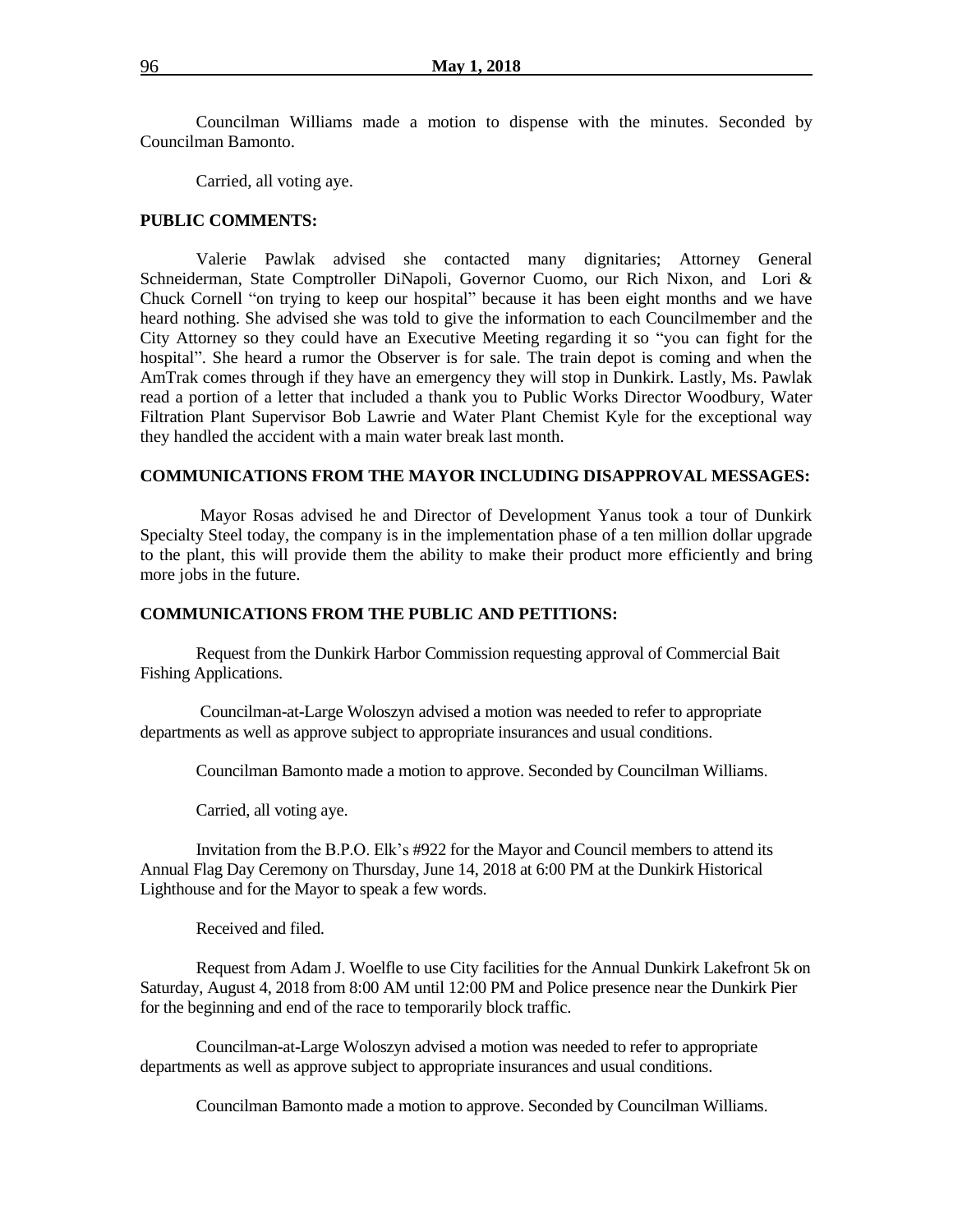Councilman Williams made a motion to dispense with the minutes. Seconded by Councilman Bamonto.

Carried, all voting aye.

**PUBLIC COMMENTS:**

Valerie Pawlak advised she contacted many dignitaries; Attorney General Schneiderman, State Comptroller DiNapoli, Governor Cuomo, our Rich Nixon, and Lori & Chuck Cornell "on trying to keep our hospital" because it has been eight months and we have heard nothing. She advised she was told to give the information to each Councilmember and the City Attorney so they could have an Executive Meeting regarding it so "you can fight for the hospital". She heard a rumor the Observer is for sale. The train depot is coming and when the AmTrak comes through if they have an emergency they will stop in Dunkirk. Lastly, Ms. Pawlak read a portion of a letter that included a thank you to Public Works Director Woodbury, Water Filtration Plant Supervisor Bob Lawrie and Water Plant Chemist Kyle for the exceptional way they handled the accident with a main water break last month.

**COMMUNICATIONS FROM THE MAYOR INCLUDING DISAPPROVAL MESSAGES:**

Mayor Rosas advised he and Director of Development Yanus took a tour of Dunkirk Specialty Steel today, the company is in the implementation phase of a ten million dollar upgrade to the plant, this will provide them the ability to make their product more efficiently and bring more jobs in the future.

**COMMUNICATIONS FROM THE PUBLIC AND PETITIONS:**

Request from the Dunkirk Harbor Commission requesting approval of Commercial Bait Fishing Applications.

Councilman-at-Large Woloszyn advised a motion was needed to refer to appropriate departments as well as approve subject to appropriate insurances and usual conditions.

Councilman Bamonto made a motion to approve. Seconded by Councilman Williams.

Carried, all voting aye.

Invitation from the B.P.O. Elk's #922 for the Mayor and Council members to attend its Annual Flag Day Ceremony on Thursday, June 14, 2018 at 6:00 PM at the Dunkirk Historical Lighthouse and for the Mayor to speak a few words.

Received and filed.

Request from Adam J. Woelfle to use City facilities for the Annual Dunkirk Lakefront 5k on Saturday, August 4, 2018 from 8:00 AM until 12:00 PM and Police presence near the Dunkirk Pier for the beginning and end of the race to temporarily block traffic.

Councilman-at-Large Woloszyn advised a motion was needed to refer to appropriate departments as well as approve subject to appropriate insurances and usual conditions.

Councilman Bamonto made a motion to approve. Seconded by Councilman Williams.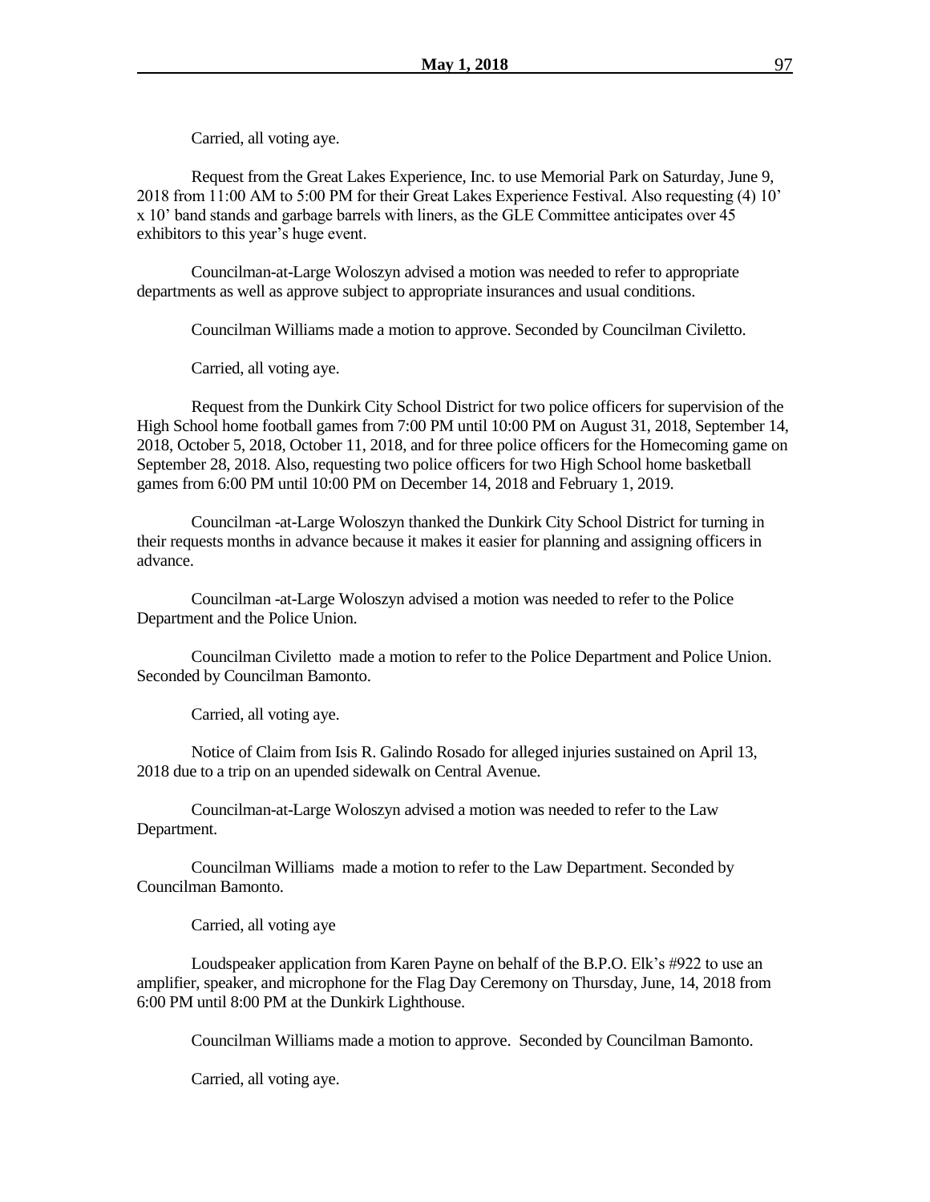Carried, all voting aye.

Request from the Great Lakes Experience, Inc. to use Memorial Park on Saturday, June 9, 2018 from 11:00 AM to 5:00 PM for their Great Lakes Experience Festival. Also requesting (4) 10' x 10' band stands and garbage barrels with liners, as the GLE Committee anticipates over 45 exhibitors to this year's huge event.

Councilman-at-Large Woloszyn advised a motion was needed to refer to appropriate departments as well as approve subject to appropriate insurances and usual conditions.

Councilman Williams made a motion to approve. Seconded by Councilman Civiletto.

Carried, all voting aye.

Request from the Dunkirk City School District for two police officers for supervision of the High School home football games from 7:00 PM until 10:00 PM on August 31, 2018, September 14, 2018, October 5, 2018, October 11, 2018, and for three police officers for the Homecoming game on September 28, 2018. Also, requesting two police officers for two High School home basketball games from 6:00 PM until 10:00 PM on December 14, 2018 and February 1, 2019.

Councilman -at-Large Woloszyn thanked the Dunkirk City School District for turning in their requests months in advance because it makes it easier for planning and assigning officers in advance.

Councilman -at-Large Woloszyn advised a motion was needed to refer to the Police Department and the Police Union.

Councilman Civiletto made a motion to refer to the Police Department and Police Union. Seconded by Councilman Bamonto.

Carried, all voting aye.

Notice of Claim from Isis R. Galindo Rosado for alleged injuries sustained on April 13, 2018 due to a trip on an upended sidewalk on Central Avenue.

Councilman-at-Large Woloszyn advised a motion was needed to refer to the Law Department.

Councilman Williams made a motion to refer to the Law Department. Seconded by Councilman Bamonto.

Carried, all voting aye

Loudspeaker application from Karen Payne on behalf of the B.P.O. Elk's #922 to use an amplifier, speaker, and microphone for the Flag Day Ceremony on Thursday, June, 14, 2018 from 6:00 PM until 8:00 PM at the Dunkirk Lighthouse.

Councilman Williams made a motion to approve. Seconded by Councilman Bamonto.

Carried, all voting aye.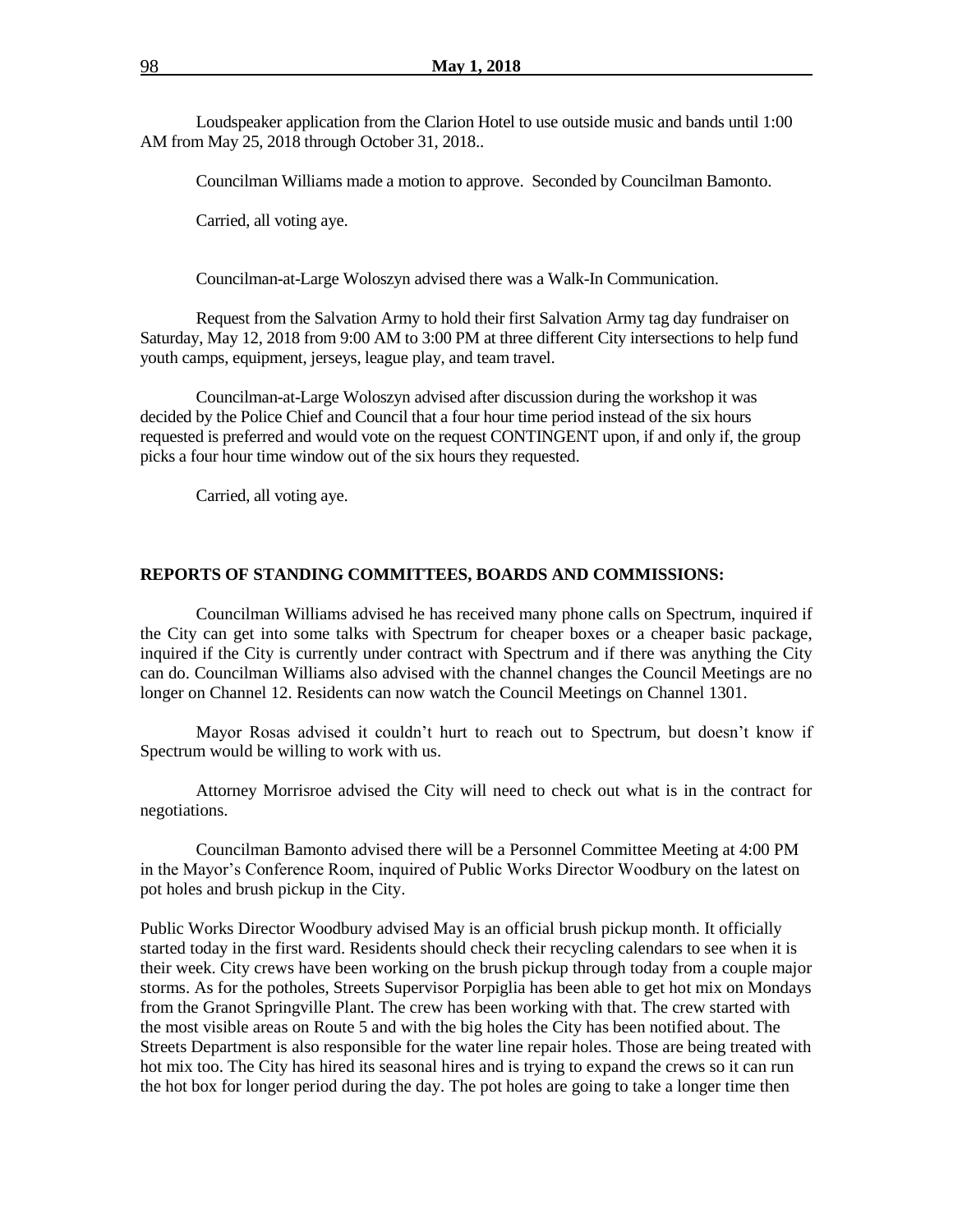Loudspeaker application from the Clarion Hotel to use outside music and bands until 1:00 AM from May 25, 2018 through October 31, 2018..

Councilman Williams made a motion to approve. Seconded by Councilman Bamonto.

Carried, all voting aye.

Councilman-at-Large Woloszyn advised there was a Walk-In Communication.

Request from the Salvation Army to hold their first Salvation Army tag day fundraiser on Saturday, May 12, 2018 from 9:00 AM to 3:00 PM at three different City intersections to help fund youth camps, equipment, jerseys, league play, and team travel.

Councilman-at-Large Woloszyn advised after discussion during the workshop it was decided by the Police Chief and Council that a four hour time period instead of the six hours requested is preferred and would vote on the request CONTINGENT upon, if and only if, the group picks a four hour time window out of the six hours they requested.

Carried, all voting aye.

**REPORTS OF STANDING COMMITTEES, BOARDS AND COMMISSIONS:**

Councilman Williams advised he has received many phone calls on Spectrum, inquired if the City can get into some talks with Spectrum for cheaper boxes or a cheaper basic package, inquired if the City is currently under contract with Spectrum and if there was anything the City can do. Councilman Williams also advised with the channel changes the Council Meetings are no longer on Channel 12. Residents can now watch the Council Meetings on Channel 1301.

Mayor Rosas advised it couldn't hurt to reach out to Spectrum, but doesn't know if Spectrum would be willing to work with us.

Attorney Morrisroe advised the City will need to check out what is in the contract for negotiations.

Councilman Bamonto advised there will be a Personnel Committee Meeting at 4:00 PM in the Mayor's Conference Room, inquired of Public Works Director Woodbury on the latest on pot holes and brush pickup in the City.

Public Works Director Woodbury advised May is an official brush pickup month. It officially started today in the first ward. Residents should check their recycling calendars to see when it is their week. City crews have been working on the brush pickup through today from a couple major storms. As for the potholes, Streets Supervisor Porpiglia has been able to get hot mix on Mondays from the Granot Springville Plant. The crew has been working with that. The crew started with the most visible areas on Route 5 and with the big holes the City has been notified about. The Streets Department is also responsible for the water line repair holes. Those are being treated with hot mix too. The City has hired its seasonal hires and is trying to expand the crews so it can run the hot box for longer period during the day. The pot holes are going to take a longer time then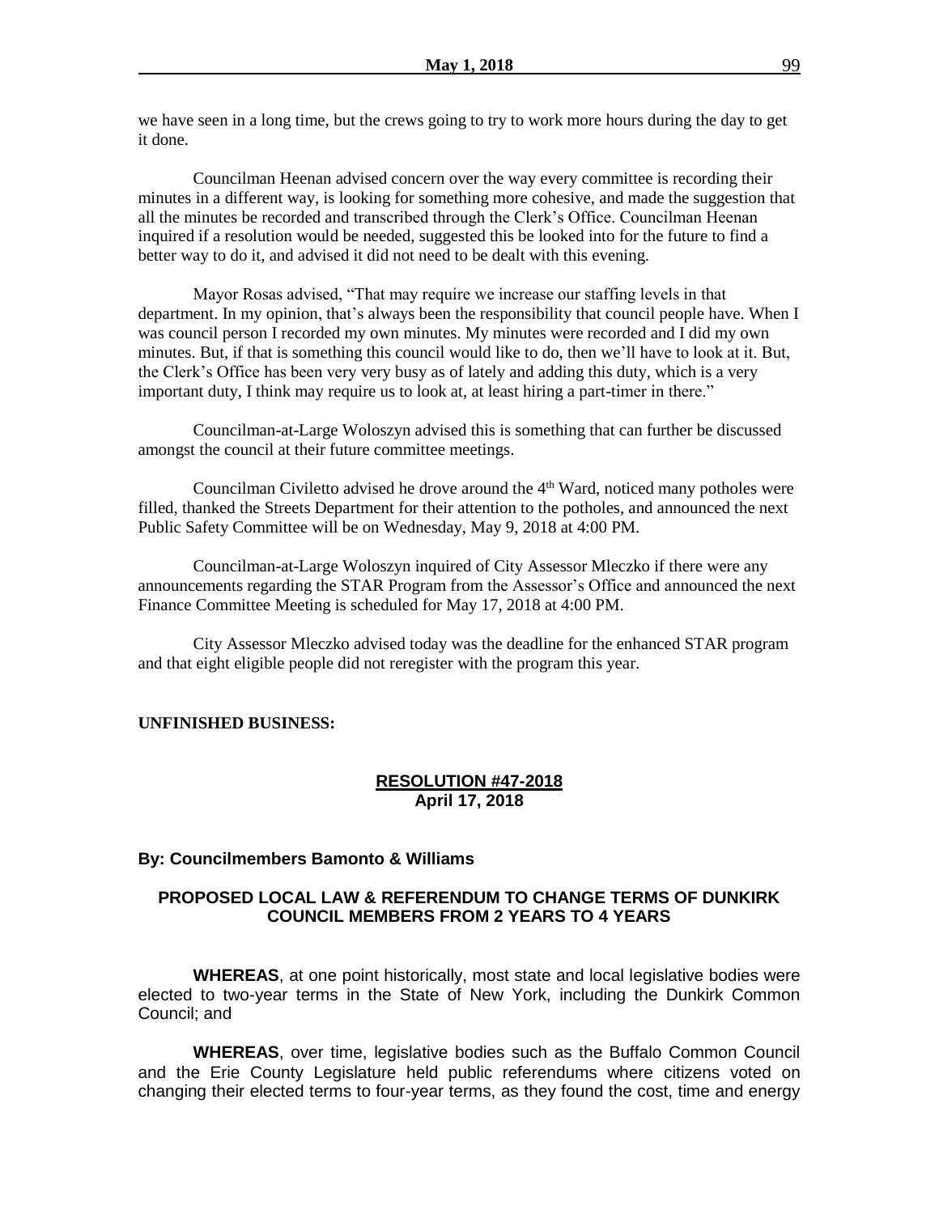we have seen in a long time, but the crews going to try to work more hours during the day to get it done.

Councilman Heenan advised concern over the way every committee is recording their minutes in a different way, is looking for something more cohesive, and made the suggestion that all the minutes be recorded and transcribed through the Clerk's Office. Councilman Heenan inquired if a resolution would be needed, suggested this be looked into for the future to find a better way to do it, and advised it did not need to be dealt with this evening.

Mayor Rosas advised, "That may require we increase our staffing levels in that department. In my opinion, that's always been the responsibility that council people have. When I was council person I recorded my own minutes. My minutes were recorded and I did my own minutes. But, if that is something this council would like to do, then we'll have to look at it. But, the Clerk's Office has been very very busy as of lately and adding this duty, which is a very important duty, I think may require us to look at, at least hiring a part-timer in there."

Councilman-at-Large Woloszyn advised this is something that can further be discussed amongst the council at their future committee meetings.

Councilman Civiletto advised he drove around the 4th Ward, noticed many potholes were filled, thanked the Streets Department for their attention to the potholes, and announced the next Public Safety Committee will be on Wednesday, May 9, 2018 at 4:00 PM.

Councilman-at-Large Woloszyn inquired of City Assessor Mleczko if there were any announcements regarding the STAR Program from the Assessor's Office and announced the next Finance Committee Meeting is scheduled for May 17, 2018 at 4:00 PM.

City Assessor Mleczko advised today was the deadline for the enhanced STAR program and that eight eligible people did not reregister with the program this year.

**UNFINISHED BUSINESS:**

**RESOLUTION #47-2018**
**April 17, 2018**

**By: Councilmembers Bamonto & Williams**

**PROPOSED LOCAL LAW & REFERENDUM TO CHANGE TERMS OF DUNKIRK COUNCIL MEMBERS FROM 2 YEARS TO 4 YEARS**

**WHEREAS**, at one point historically, most state and local legislative bodies were elected to two-year terms in the State of New York, including the Dunkirk Common Council; and

**WHEREAS**, over time, legislative bodies such as the Buffalo Common Council and the Erie County Legislature held public referendums where citizens voted on changing their elected terms to four-year terms, as they found the cost, time and energy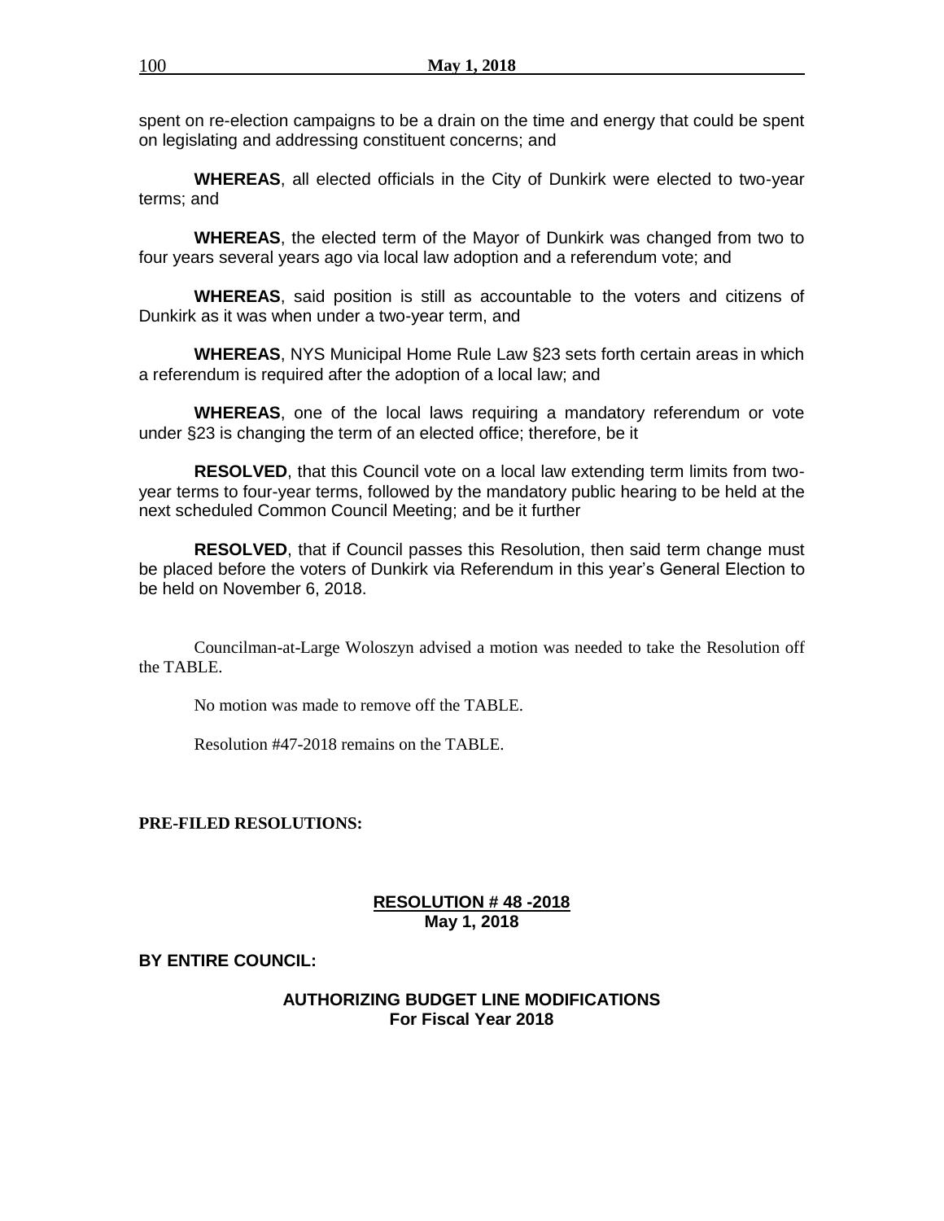spent on re-election campaigns to be a drain on the time and energy that could be spent on legislating and addressing constituent concerns; and

**WHEREAS**, all elected officials in the City of Dunkirk were elected to two-year terms; and

**WHEREAS**, the elected term of the Mayor of Dunkirk was changed from two to four years several years ago via local law adoption and a referendum vote; and

**WHEREAS**, said position is still as accountable to the voters and citizens of Dunkirk as it was when under a two-year term, and

**WHEREAS**, NYS Municipal Home Rule Law §23 sets forth certain areas in which a referendum is required after the adoption of a local law; and

**WHEREAS**, one of the local laws requiring a mandatory referendum or vote under §23 is changing the term of an elected office; therefore, be it

**RESOLVED**, that this Council vote on a local law extending term limits from two-year terms to four-year terms, followed by the mandatory public hearing to be held at the next scheduled Common Council Meeting; and be it further

**RESOLVED**, that if Council passes this Resolution, then said term change must be placed before the voters of Dunkirk via Referendum in this year's General Election to be held on November 6, 2018.

Councilman-at-Large Woloszyn advised a motion was needed to take the Resolution off the TABLE.

No motion was made to remove off the TABLE.

Resolution #47-2018 remains on the TABLE.

**PRE-FILED RESOLUTIONS:**

**RESOLUTION # 48 -2018**
**May 1, 2018**

**BY ENTIRE COUNCIL:**

**AUTHORIZING BUDGET LINE MODIFICATIONS**
**For Fiscal Year 2018**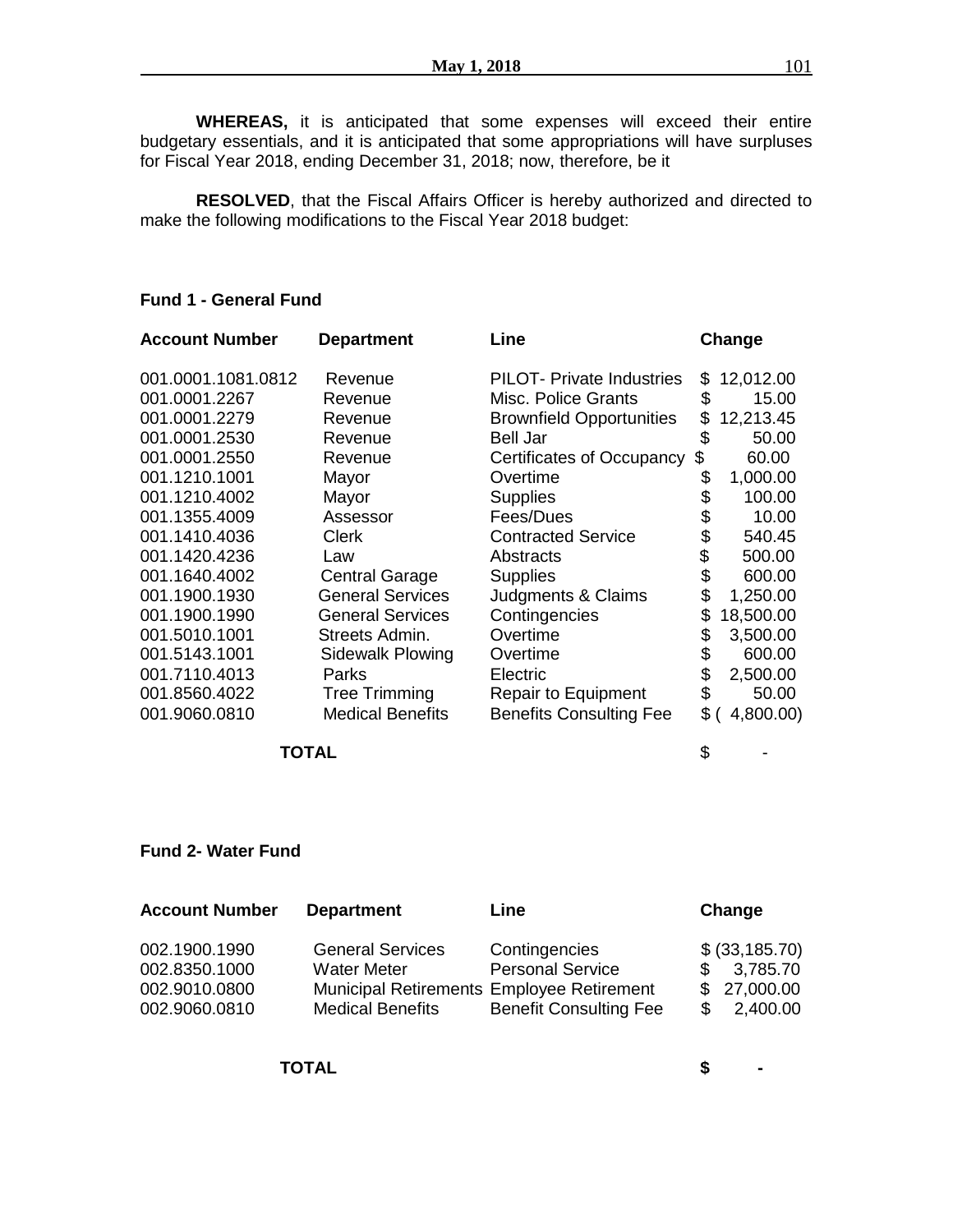**WHEREAS,** it is anticipated that some expenses will exceed their entire budgetary essentials, and it is anticipated that some appropriations will have surpluses for Fiscal Year 2018, ending December 31, 2018; now, therefore, be it

**RESOLVED**, that the Fiscal Affairs Officer is hereby authorized and directed to make the following modifications to the Fiscal Year 2018 budget:

**Fund 1 - General Fund**

| Account Number | Department | Line | Change |
|---|---|---|---|
| 001.0001.1081.0812 | Revenue | PILOT- Private Industries | $ 12,012.00 |
| 001.0001.2267 | Revenue | Misc. Police Grants | $ 15.00 |
| 001.0001.2279 | Revenue | Brownfield Opportunities | $ 12,213.45 |
| 001.0001.2530 | Revenue | Bell Jar | $ 50.00 |
| 001.0001.2550 | Revenue | Certificates of Occupancy | $ 60.00 |
| 001.1210.1001 | Mayor | Overtime | $ 1,000.00 |
| 001.1210.4002 | Mayor | Supplies | $ 100.00 |
| 001.1355.4009 | Assessor | Fees/Dues | $ 10.00 |
| 001.1410.4036 | Clerk | Contracted Service | $ 540.45 |
| 001.1420.4236 | Law | Abstracts | $ 500.00 |
| 001.1640.4002 | Central Garage | Supplies | $ 600.00 |
| 001.1900.1930 | General Services | Judgments & Claims | $ 1,250.00 |
| 001.1900.1990 | General Services | Contingencies | $ 18,500.00 |
| 001.5010.1001 | Streets Admin. | Overtime | $ 3,500.00 |
| 001.5143.1001 | Sidewalk Plowing | Overtime | $ 600.00 |
| 001.7110.4013 | Parks | Electric | $ 2,500.00 |
| 001.8560.4022 | Tree Trimming | Repair to Equipment | $ 50.00 |
| 001.9060.0810 | Medical Benefits | Benefits Consulting Fee | $ ( 4,800.00) |
| **TOTAL** | | | $ - |

**Fund 2- Water Fund**

| Account Number | Department | Line | Change |
|---|---|---|---|
| 002.1900.1990 | General Services | Contingencies | $ (33,185.70) |
| 002.8350.1000 | Water Meter | Personal Service | $ 3,785.70 |
| 002.9010.0800 | Municipal Retirements | Employee Retirement | $ 27,000.00 |
| 002.9060.0810 | Medical Benefits | Benefit Consulting Fee | $ 2,400.00 |
| **TOTAL** | | | **$ -** |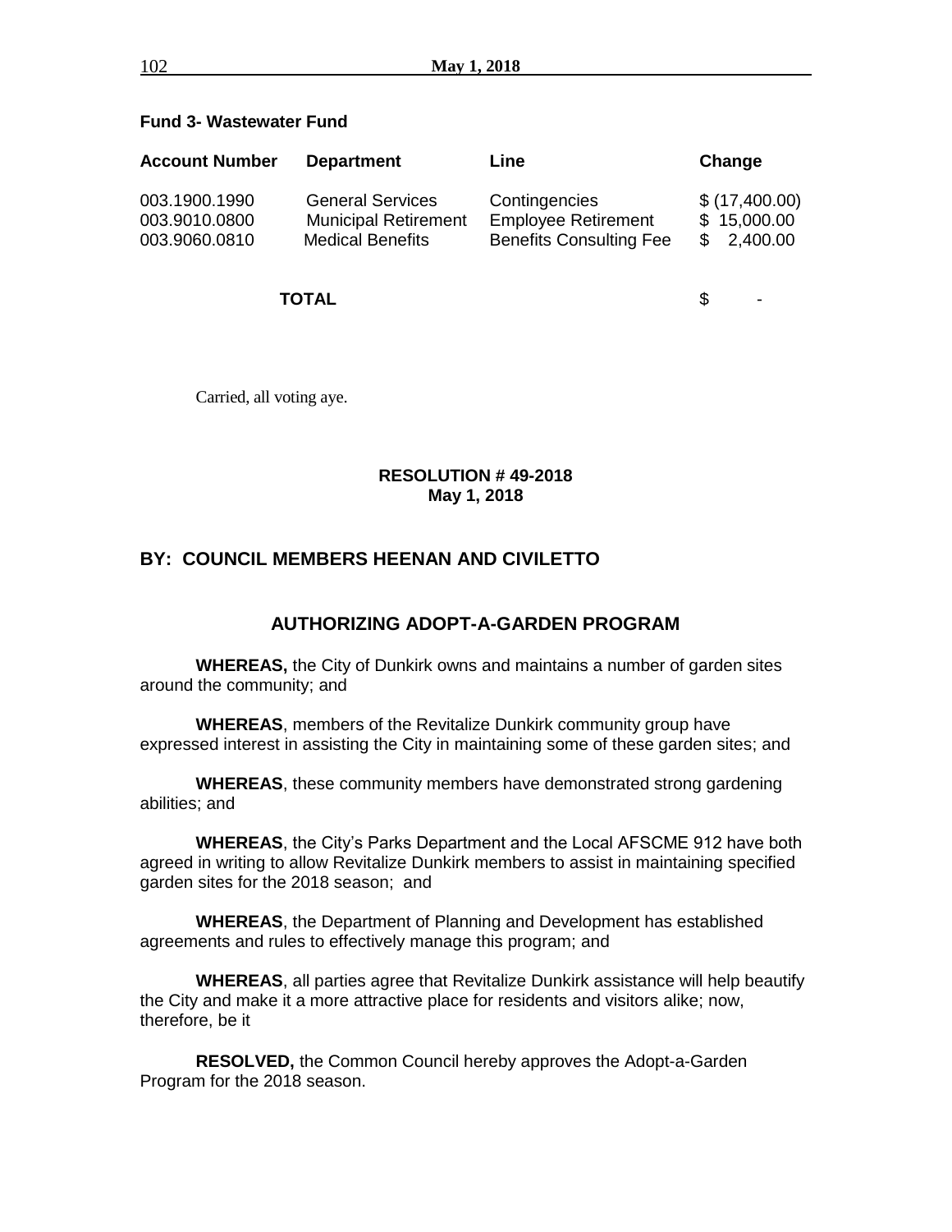**Fund 3- Wastewater Fund**

| Account Number | Department | Line | Change |
|---|---|---|---|
| 003.1900.1990 | General Services | Contingencies | $ (17,400.00) |
| 003.9010.0800 | Municipal Retirement | Employee Retirement | $ 15,000.00 |
| 003.9060.0810 | Medical Benefits | Benefits Consulting Fee | $ 2,400.00 |
| **TOTAL** | | | $ - |

Carried, all voting aye.

**RESOLUTION # 49-2018**
**May 1, 2018**

## BY: COUNCIL MEMBERS HEENAN AND CIVILETTO

## AUTHORIZING ADOPT-A-GARDEN PROGRAM

**WHEREAS,** the City of Dunkirk owns and maintains a number of garden sites around the community; and

**WHEREAS**, members of the Revitalize Dunkirk community group have expressed interest in assisting the City in maintaining some of these garden sites; and

**WHEREAS**, these community members have demonstrated strong gardening abilities; and

**WHEREAS**, the City's Parks Department and the Local AFSCME 912 have both agreed in writing to allow Revitalize Dunkirk members to assist in maintaining specified garden sites for the 2018 season; and

**WHEREAS**, the Department of Planning and Development has established agreements and rules to effectively manage this program; and

**WHEREAS**, all parties agree that Revitalize Dunkirk assistance will help beautify the City and make it a more attractive place for residents and visitors alike; now, therefore, be it

**RESOLVED,** the Common Council hereby approves the Adopt-a-Garden Program for the 2018 season.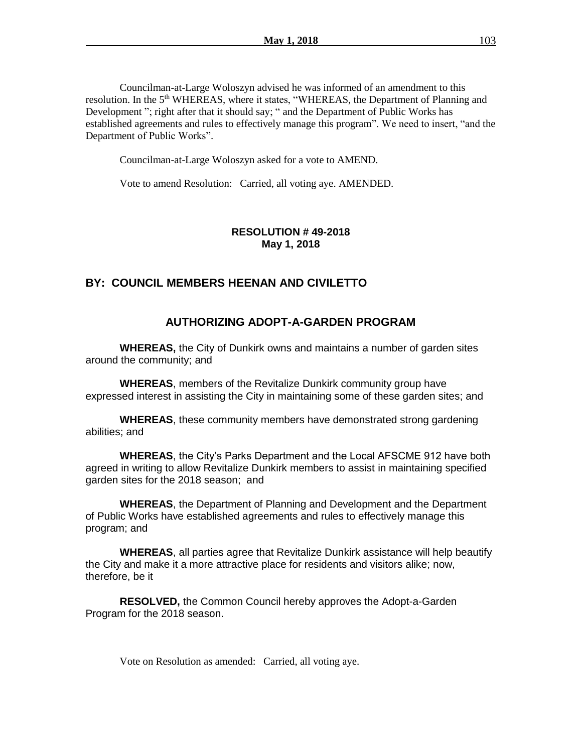Councilman-at-Large Woloszyn advised he was informed of an amendment to this resolution. In the 5th WHEREAS, where it states, "WHEREAS, the Department of Planning and Development "; right after that it should say; " and the Department of Public Works has established agreements and rules to effectively manage this program". We need to insert, "and the Department of Public Works".

Councilman-at-Large Woloszyn asked for a vote to AMEND.

Vote to amend Resolution: Carried, all voting aye. AMENDED.

**RESOLUTION # 49-2018**
**May 1, 2018**

## BY: COUNCIL MEMBERS HEENAN AND CIVILETTO

## AUTHORIZING ADOPT-A-GARDEN PROGRAM

**WHEREAS,** the City of Dunkirk owns and maintains a number of garden sites around the community; and

**WHEREAS**, members of the Revitalize Dunkirk community group have expressed interest in assisting the City in maintaining some of these garden sites; and

**WHEREAS**, these community members have demonstrated strong gardening abilities; and

**WHEREAS**, the City's Parks Department and the Local AFSCME 912 have both agreed in writing to allow Revitalize Dunkirk members to assist in maintaining specified garden sites for the 2018 season; and

**WHEREAS**, the Department of Planning and Development and the Department of Public Works have established agreements and rules to effectively manage this program; and

**WHEREAS**, all parties agree that Revitalize Dunkirk assistance will help beautify the City and make it a more attractive place for residents and visitors alike; now, therefore, be it

**RESOLVED,** the Common Council hereby approves the Adopt-a-Garden Program for the 2018 season.

Vote on Resolution as amended: Carried, all voting aye.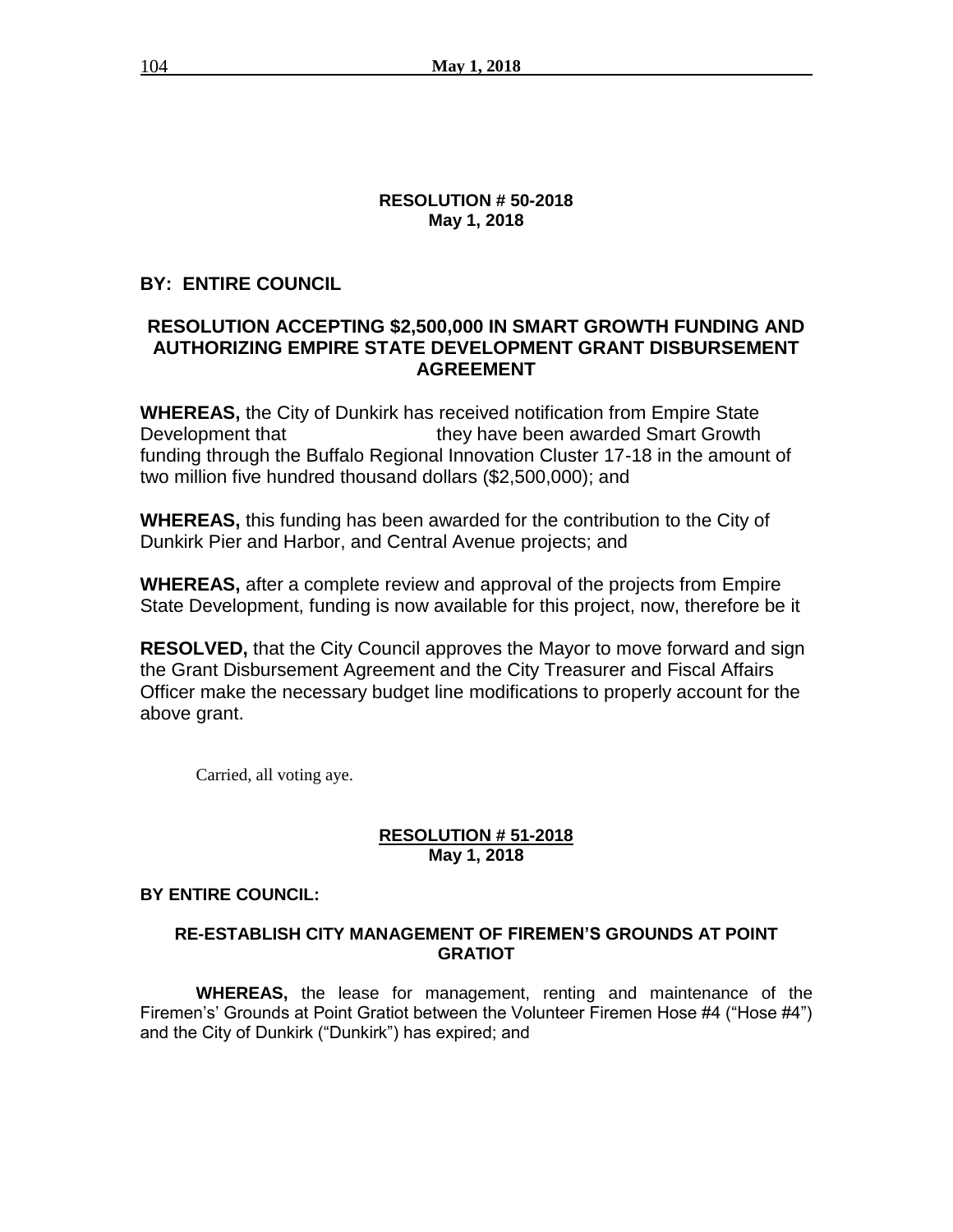**RESOLUTION # 50-2018**
**May 1, 2018**

**BY: ENTIRE COUNCIL**

**RESOLUTION ACCEPTING $2,500,000 IN SMART GROWTH FUNDING AND AUTHORIZING EMPIRE STATE DEVELOPMENT GRANT DISBURSEMENT AGREEMENT**

**WHEREAS,** the City of Dunkirk has received notification from Empire State Development that they have been awarded Smart Growth funding through the Buffalo Regional Innovation Cluster 17-18 in the amount of two million five hundred thousand dollars ($2,500,000); and

**WHEREAS,** this funding has been awarded for the contribution to the City of Dunkirk Pier and Harbor, and Central Avenue projects; and

**WHEREAS,** after a complete review and approval of the projects from Empire State Development, funding is now available for this project, now, therefore be it

**RESOLVED,** that the City Council approves the Mayor to move forward and sign the Grant Disbursement Agreement and the City Treasurer and Fiscal Affairs Officer make the necessary budget line modifications to properly account for the above grant.

Carried, all voting aye.

**RESOLUTION # 51-2018**
**May 1, 2018**

**BY ENTIRE COUNCIL:**

**RE-ESTABLISH CITY MANAGEMENT OF FIREMEN'S GROUNDS AT POINT GRATIOT**

**WHEREAS,** the lease for management, renting and maintenance of the Firemen's' Grounds at Point Gratiot between the Volunteer Firemen Hose #4 ("Hose #4") and the City of Dunkirk ("Dunkirk") has expired; and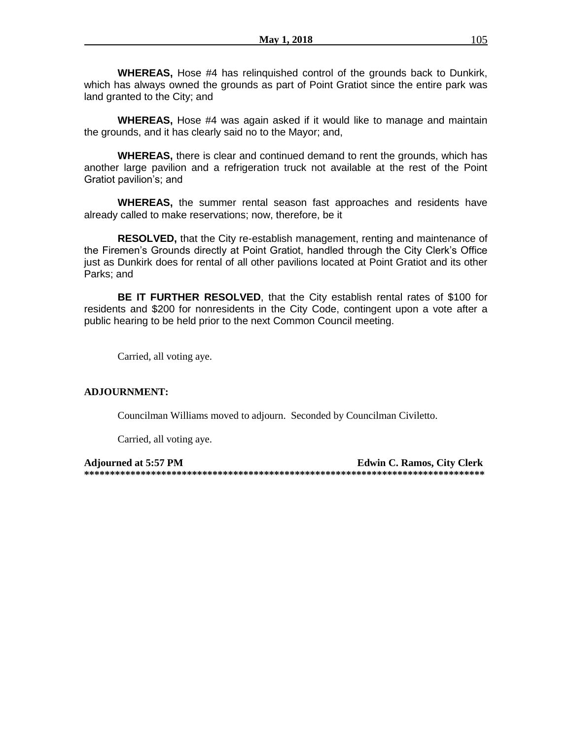**WHEREAS,** Hose #4 has relinquished control of the grounds back to Dunkirk, which has always owned the grounds as part of Point Gratiot since the entire park was land granted to the City; and

**WHEREAS,** Hose #4 was again asked if it would like to manage and maintain the grounds, and it has clearly said no to the Mayor; and,

**WHEREAS,** there is clear and continued demand to rent the grounds, which has another large pavilion and a refrigeration truck not available at the rest of the Point Gratiot pavilion's; and

**WHEREAS,** the summer rental season fast approaches and residents have already called to make reservations; now, therefore, be it

**RESOLVED,** that the City re-establish management, renting and maintenance of the Firemen's Grounds directly at Point Gratiot, handled through the City Clerk's Office just as Dunkirk does for rental of all other pavilions located at Point Gratiot and its other Parks; and

**BE IT FURTHER RESOLVED**, that the City establish rental rates of $100 for residents and $200 for nonresidents in the City Code, contingent upon a vote after a public hearing to be held prior to the next Common Council meeting.

Carried, all voting aye.

**ADJOURNMENT:**

Councilman Williams moved to adjourn. Seconded by Councilman Civiletto.

Carried, all voting aye.

**Adjourned at 5:57 PM** **Edwin C. Ramos, City Clerk**

********************************************************************************